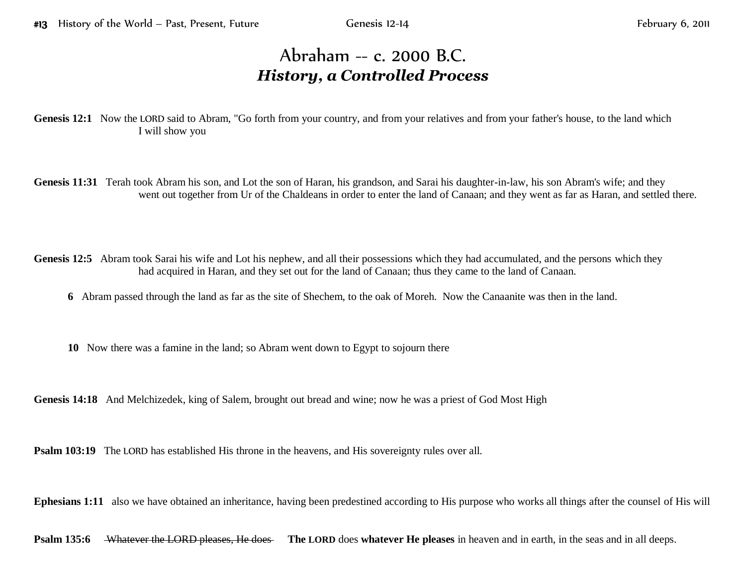# Abraham -- c. 2000 B.C.

## ***History, a Controlled Process***

**Genesis 12:1** Now the LORD said to Abram, "Go forth from your country, and from your relatives and from your father's house, to the land which I will show you

**Genesis 11:31** Terah took Abram his son, and Lot the son of Haran, his grandson, and Sarai his daughter-in-law, his son Abram's wife; and they went out together from Ur of the Chaldeans in order to enter the land of Canaan; and they went as far as Haran, and settled there.

**Genesis 12:5** Abram took Sarai his wife and Lot his nephew, and all their possessions which they had accumulated, and the persons which they had acquired in Haran, and they set out for the land of Canaan; thus they came to the land of Canaan.

**6** Abram passed through the land as far as the site of Shechem, to the oak of Moreh. Now the Canaanite was then in the land.

**10** Now there was a famine in the land; so Abram went down to Egypt to sojourn there

**Genesis 14:18** And Melchizedek, king of Salem, brought out bread and wine; now he was a priest of God Most High

**Psalm 103:19** The LORD has established His throne in the heavens, and His sovereignty rules over all.

**Ephesians 1:11** also we have obtained an inheritance, having been predestined according to His purpose who works all things after the counsel of His will

**Psalm 135:6** ~~Whatever the LORD pleases, He does~~ **The LORD** does **whatever He pleases** in heaven and in earth, in the seas and in all deeps.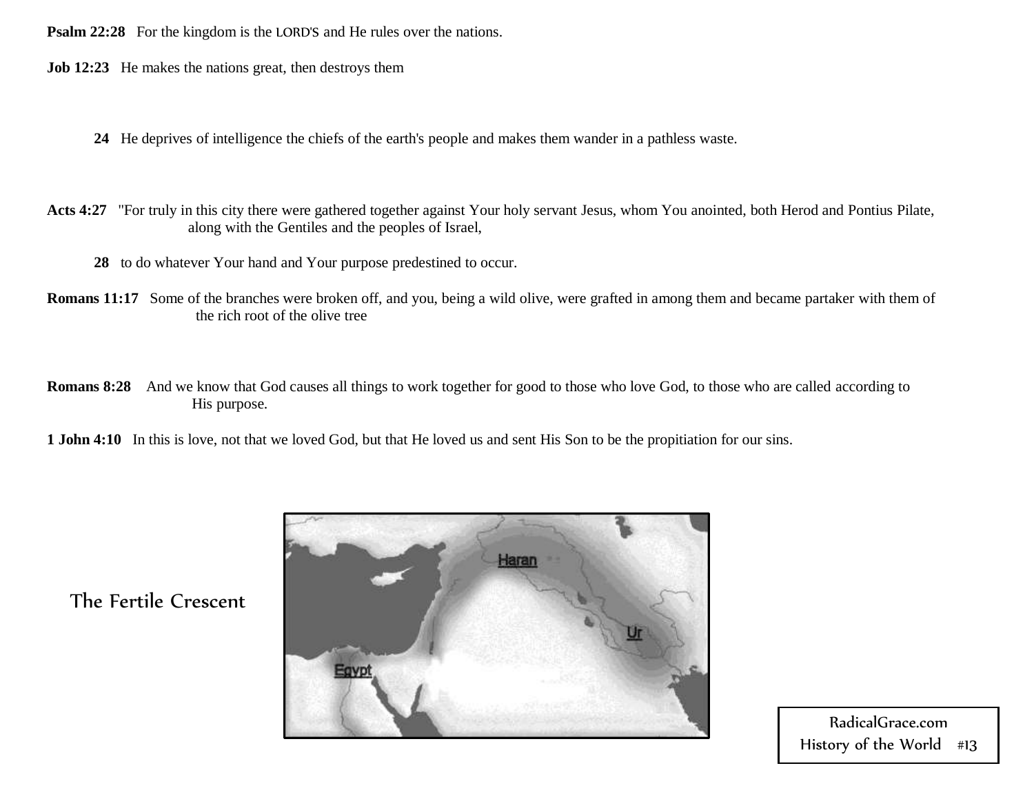**Psalm 22:28** For the kingdom is the LORD'S and He rules over the nations.

**Job 12:23** He makes the nations great, then destroys them

**24** He deprives of intelligence the chiefs of the earth's people and makes them wander in a pathless waste.

**Acts 4:27** "For truly in this city there were gathered together against Your holy servant Jesus, whom You anointed, both Herod and Pontius Pilate, along with the Gentiles and the peoples of Israel,

**28** to do whatever Your hand and Your purpose predestined to occur.

**Romans 11:17** Some of the branches were broken off, and you, being a wild olive, were grafted in among them and became partaker with them of the rich root of the olive tree

**Romans 8:28** And we know that God causes all things to work together for good to those who love God, to those who are called according to His purpose.

**1 John 4:10** In this is love, not that we loved God, but that He loved us and sent His Son to be the propitiation for our sins.

The Fertile Crescent

Haran

Ur

Egypt

RadicalGrace.com
History of the World #13